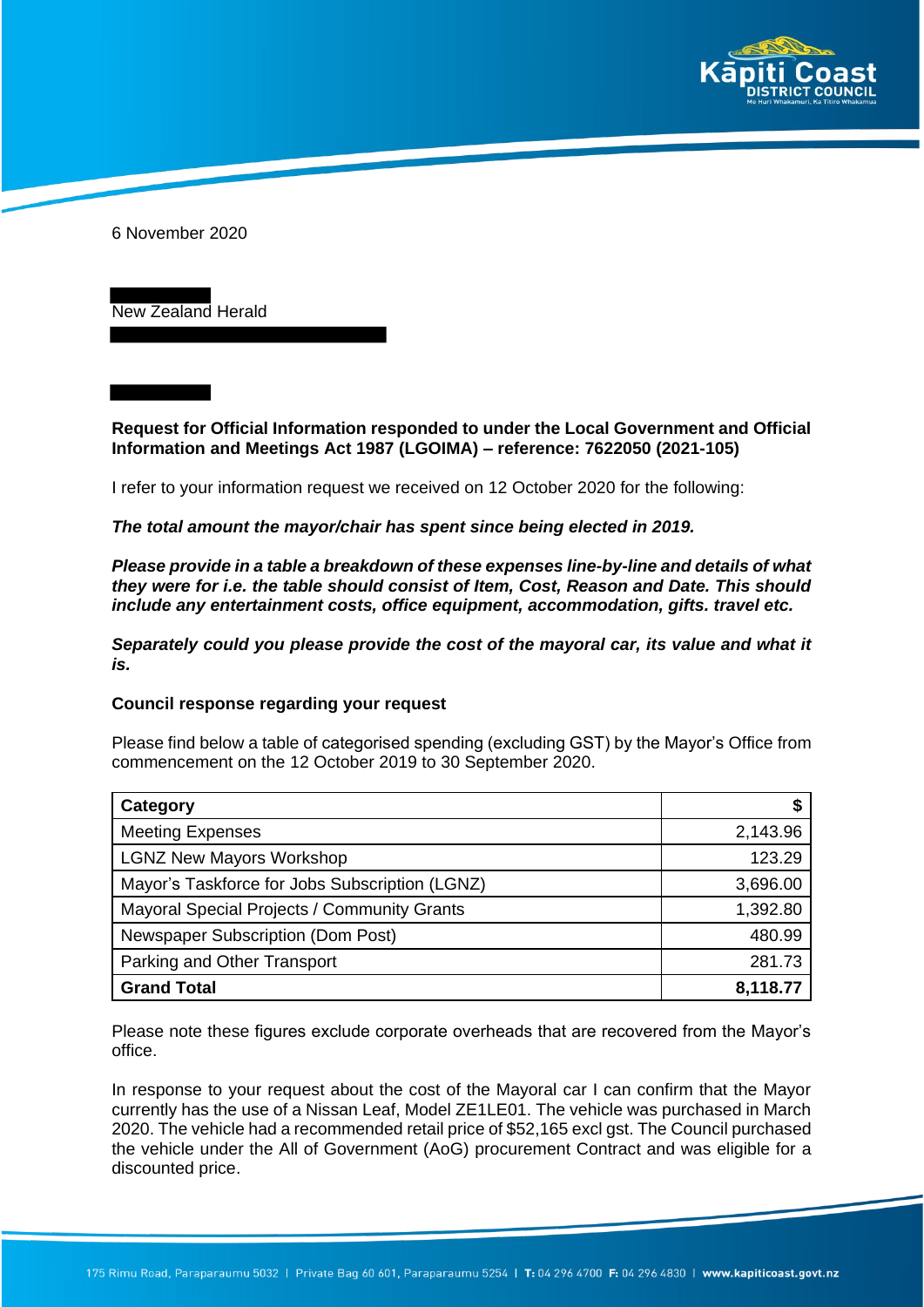6 November 2020

New Zealand Herald

**Request for Official Information responded to under the Local Government and Official Information and Meetings Act 1987 (LGOIMA) – reference: 7622050 (2021-105)**

I refer to your information request we received on 12 October 2020 for the following:

***The total amount the mayor/chair has spent since being elected in 2019.***

***Please provide in a table a breakdown of these expenses line-by-line and details of what they were for i.e. the table should consist of Item, Cost, Reason and Date. This should include any entertainment costs, office equipment, accommodation, gifts. travel etc.***

***Separately could you please provide the cost of the mayoral car, its value and what it is.***

**Council response regarding your request**

Please find below a table of categorised spending (excluding GST) by the Mayor's Office from commencement on the 12 October 2019 to 30 September 2020.

| Category | $ |
|---|---:|
| Meeting Expenses | 2,143.96 |
| LGNZ New Mayors Workshop | 123.29 |
| Mayor's Taskforce for Jobs Subscription (LGNZ) | 3,696.00 |
| Mayoral Special Projects / Community Grants | 1,392.80 |
| Newspaper Subscription (Dom Post) | 480.99 |
| Parking and Other Transport | 281.73 |
| **Grand Total** | **8,118.77** |

Please note these figures exclude corporate overheads that are recovered from the Mayor's office.

In response to your request about the cost of the Mayoral car I can confirm that the Mayor currently has the use of a Nissan Leaf, Model ZE1LE01. The vehicle was purchased in March 2020. The vehicle had a recommended retail price of $52,165 excl gst. The Council purchased the vehicle under the All of Government (AoG) procurement Contract and was eligible for a discounted price.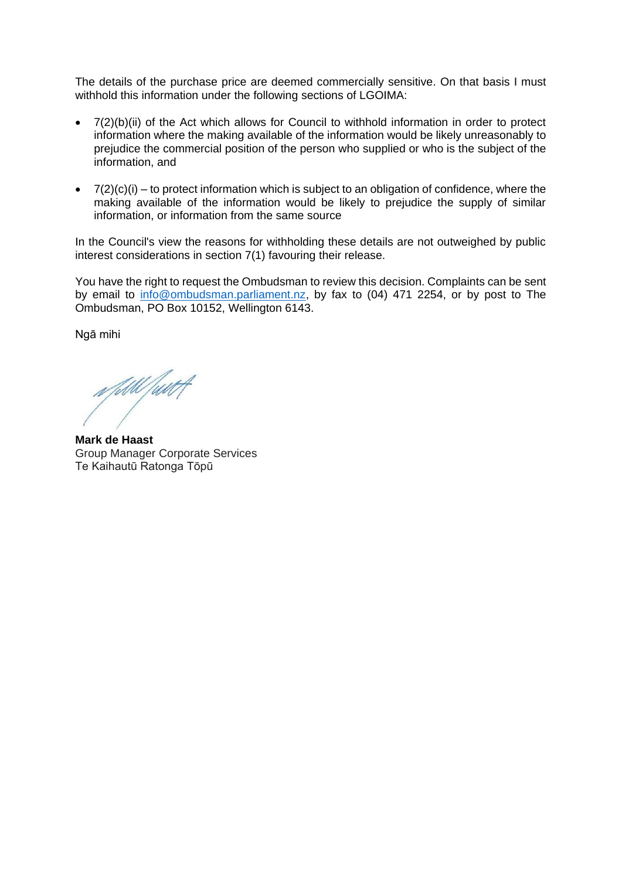The details of the purchase price are deemed commercially sensitive. On that basis I must withhold this information under the following sections of LGOIMA:

- 7(2)(b)(ii) of the Act which allows for Council to withhold information in order to protect information where the making available of the information would be likely unreasonably to prejudice the commercial position of the person who supplied or who is the subject of the information, and
- 7(2)(c)(i) – to protect information which is subject to an obligation of confidence, where the making available of the information would be likely to prejudice the supply of similar information, or information from the same source

In the Council's view the reasons for withholding these details are not outweighed by public interest considerations in section 7(1) favouring their release.

You have the right to request the Ombudsman to review this decision. Complaints can be sent by email to info@ombudsman.parliament.nz, by fax to (04) 471 2254, or by post to The Ombudsman, PO Box 10152, Wellington 6143.

Ngā mihi

**Mark de Haast**
Group Manager Corporate Services
Te Kaihautū Ratonga Tōpū